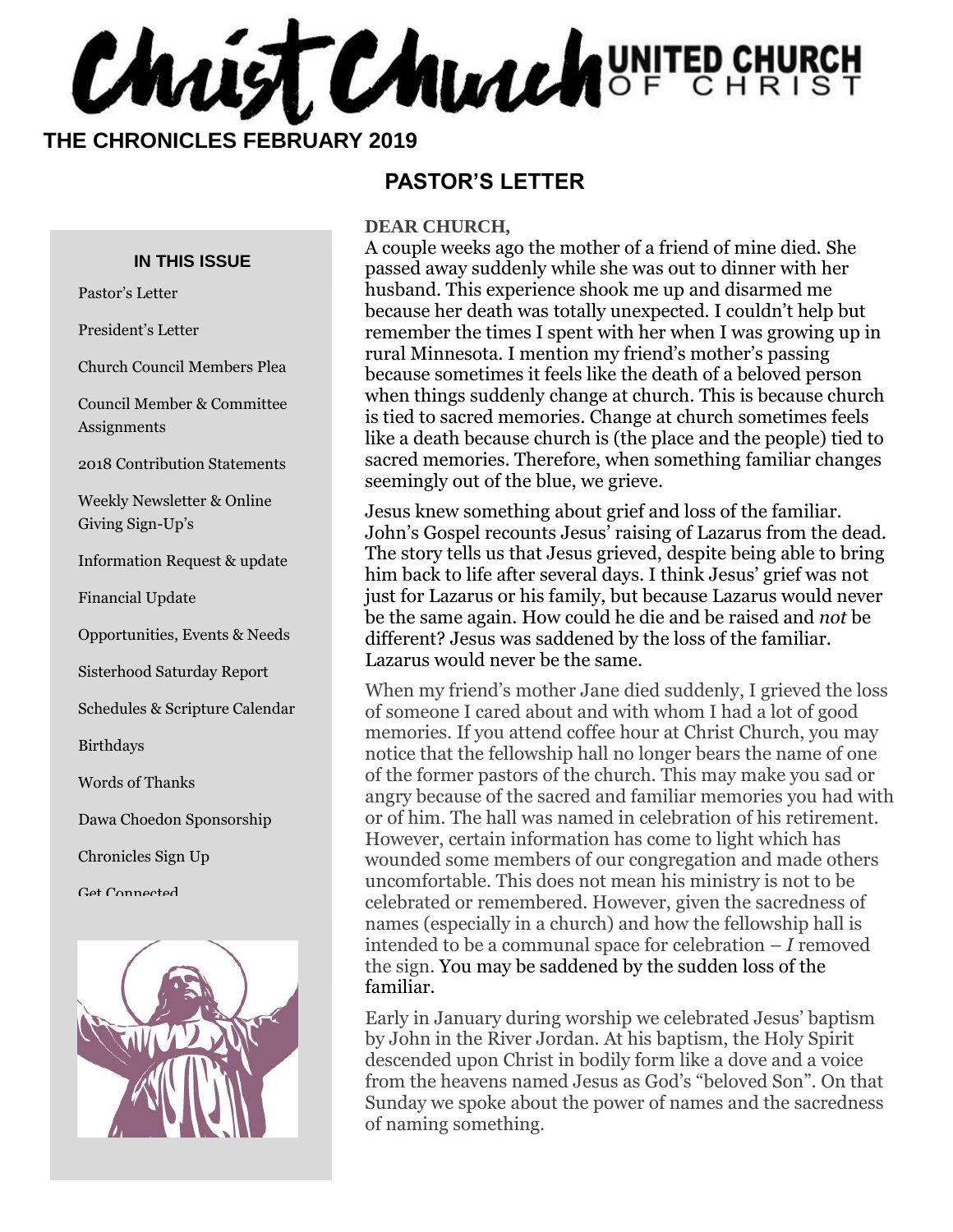# Christ Church UNITED CHURCH OF CHRIST

**THE CHRONICLES FEBRUARY 2019**

## PASTOR'S LETTER

### IN THIS ISSUE

- Pastor's Letter
- President's Letter
- Church Council Members Plea
- Council Member & Committee Assignments
- 2018 Contribution Statements
- Weekly Newsletter & Online Giving Sign-Up's
- Information Request & update
- Financial Update
- Opportunities, Events & Needs
- Sisterhood Saturday Report
- Schedules & Scripture Calendar
- Birthdays
- Words of Thanks
- Dawa Choedon Sponsorship
- Chronicles Sign Up
- Get Connected

**DEAR CHURCH,**

A couple weeks ago the mother of a friend of mine died. She passed away suddenly while she was out to dinner with her husband. This experience shook me up and disarmed me because her death was totally unexpected. I couldn't help but remember the times I spent with her when I was growing up in rural Minnesota. I mention my friend's mother's passing because sometimes it feels like the death of a beloved person when things suddenly change at church. This is because church is tied to sacred memories. Change at church sometimes feels like a death because church is (the place and the people) tied to sacred memories. Therefore, when something familiar changes seemingly out of the blue, we grieve.

Jesus knew something about grief and loss of the familiar. John's Gospel recounts Jesus' raising of Lazarus from the dead. The story tells us that Jesus grieved, despite being able to bring him back to life after several days. I think Jesus' grief was not just for Lazarus or his family, but because Lazarus would never be the same again. How could he die and be raised and *not* be different? Jesus was saddened by the loss of the familiar. Lazarus would never be the same.

When my friend's mother Jane died suddenly, I grieved the loss of someone I cared about and with whom I had a lot of good memories. If you attend coffee hour at Christ Church, you may notice that the fellowship hall no longer bears the name of one of the former pastors of the church. This may make you sad or angry because of the sacred and familiar memories you had with or of him. The hall was named in celebration of his retirement. However, certain information has come to light which has wounded some members of our congregation and made others uncomfortable. This does not mean his ministry is not to be celebrated or remembered. However, given the sacredness of names (especially in a church) and how the fellowship hall is intended to be a communal space for celebration – *I* removed the sign. You may be saddened by the sudden loss of the familiar.

Early in January during worship we celebrated Jesus' baptism by John in the River Jordan. At his baptism, the Holy Spirit descended upon Christ in bodily form like a dove and a voice from the heavens named Jesus as God's "beloved Son". On that Sunday we spoke about the power of names and the sacredness of naming something.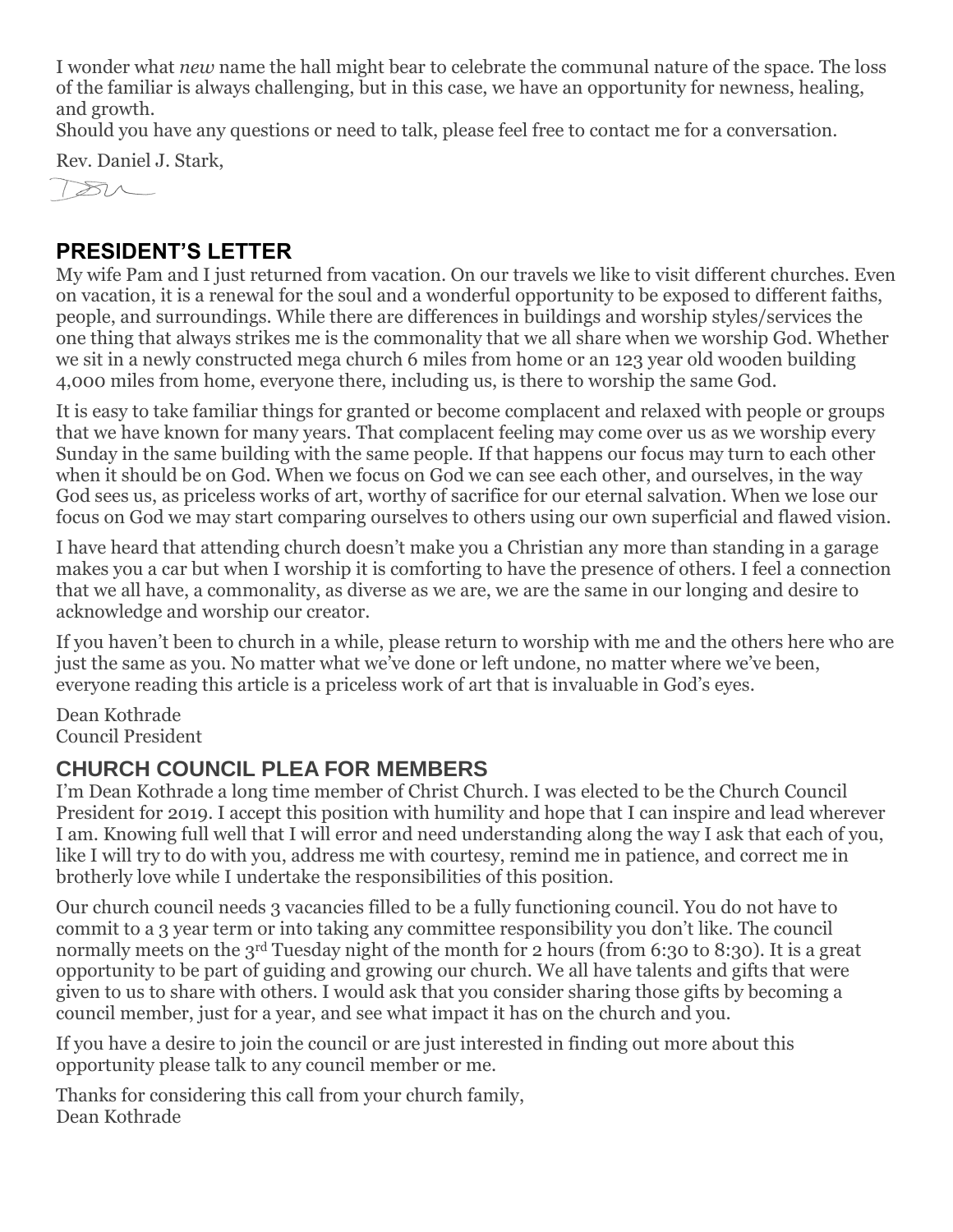I wonder what *new* name the hall might bear to celebrate the communal nature of the space. The loss of the familiar is always challenging, but in this case, we have an opportunity for newness, healing, and growth.

Should you have any questions or need to talk, please feel free to contact me for a conversation.

Rev. Daniel J. Stark,

## PRESIDENT'S LETTER

My wife Pam and I just returned from vacation. On our travels we like to visit different churches. Even on vacation, it is a renewal for the soul and a wonderful opportunity to be exposed to different faiths, people, and surroundings. While there are differences in buildings and worship styles/services the one thing that always strikes me is the commonality that we all share when we worship God. Whether we sit in a newly constructed mega church 6 miles from home or an 123 year old wooden building 4,000 miles from home, everyone there, including us, is there to worship the same God.

It is easy to take familiar things for granted or become complacent and relaxed with people or groups that we have known for many years. That complacent feeling may come over us as we worship every Sunday in the same building with the same people. If that happens our focus may turn to each other when it should be on God. When we focus on God we can see each other, and ourselves, in the way God sees us, as priceless works of art, worthy of sacrifice for our eternal salvation. When we lose our focus on God we may start comparing ourselves to others using our own superficial and flawed vision.

I have heard that attending church doesn't make you a Christian any more than standing in a garage makes you a car but when I worship it is comforting to have the presence of others. I feel a connection that we all have, a commonality, as diverse as we are, we are the same in our longing and desire to acknowledge and worship our creator.

If you haven't been to church in a while, please return to worship with me and the others here who are just the same as you. No matter what we've done or left undone, no matter where we've been, everyone reading this article is a priceless work of art that is invaluable in God's eyes.

Dean Kothrade
Council President

## CHURCH COUNCIL PLEA FOR MEMBERS

I'm Dean Kothrade a long time member of Christ Church. I was elected to be the Church Council President for 2019. I accept this position with humility and hope that I can inspire and lead wherever I am. Knowing full well that I will error and need understanding along the way I ask that each of you, like I will try to do with you, address me with courtesy, remind me in patience, and correct me in brotherly love while I undertake the responsibilities of this position.

Our church council needs 3 vacancies filled to be a fully functioning council. You do not have to commit to a 3 year term or into taking any committee responsibility you don't like. The council normally meets on the 3rd Tuesday night of the month for 2 hours (from 6:30 to 8:30). It is a great opportunity to be part of guiding and growing our church. We all have talents and gifts that were given to us to share with others. I would ask that you consider sharing those gifts by becoming a council member, just for a year, and see what impact it has on the church and you.

If you have a desire to join the council or are just interested in finding out more about this opportunity please talk to any council member or me.

Thanks for considering this call from your church family,
Dean Kothrade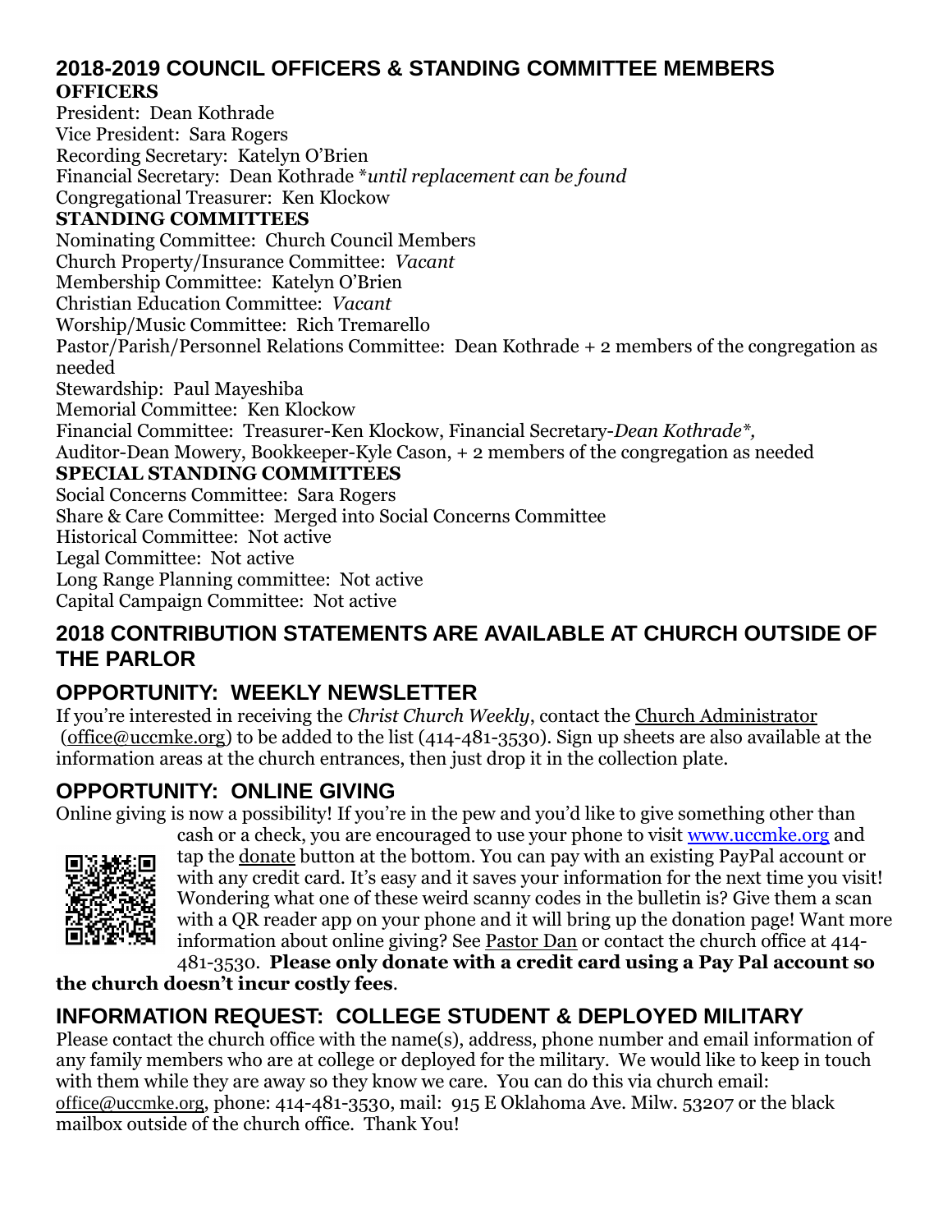## 2018-2019 COUNCIL OFFICERS & STANDING COMMITTEE MEMBERS

**OFFICERS**

President: Dean Kothrade
Vice President: Sara Rogers
Recording Secretary: Katelyn O'Brien
Financial Secretary: Dean Kothrade *\*until replacement can be found*
Congregational Treasurer: Ken Klockow

**STANDING COMMITTEES**

Nominating Committee: Church Council Members
Church Property/Insurance Committee: *Vacant*
Membership Committee: Katelyn O'Brien
Christian Education Committee: *Vacant*
Worship/Music Committee: Rich Tremarello
Pastor/Parish/Personnel Relations Committee: Dean Kothrade + 2 members of the congregation as needed
Stewardship: Paul Mayeshiba
Memorial Committee: Ken Klockow
Financial Committee: Treasurer-Ken Klockow, Financial Secretary-*Dean Kothrade\*,*
Auditor-Dean Mowery, Bookkeeper-Kyle Cason, + 2 members of the congregation as needed

**SPECIAL STANDING COMMITTEES**

Social Concerns Committee: Sara Rogers
Share & Care Committee: Merged into Social Concerns Committee
Historical Committee: Not active
Legal Committee: Not active
Long Range Planning committee: Not active
Capital Campaign Committee: Not active

## 2018 CONTRIBUTION STATEMENTS ARE AVAILABLE AT CHURCH OUTSIDE OF THE PARLOR

## OPPORTUNITY: WEEKLY NEWSLETTER

If you're interested in receiving the *Christ Church Weekly*, contact the Church Administrator (office@uccmke.org) to be added to the list (414-481-3530). Sign up sheets are also available at the information areas at the church entrances, then just drop it in the collection plate.

## OPPORTUNITY: ONLINE GIVING

Online giving is now a possibility! If you're in the pew and you'd like to give something other than cash or a check, you are encouraged to use your phone to visit www.uccmke.org and tap the donate button at the bottom. You can pay with an existing PayPal account or with any credit card. It's easy and it saves your information for the next time you visit! Wondering what one of these weird scanny codes in the bulletin is? Give them a scan with a QR reader app on your phone and it will bring up the donation page! Want more information about online giving? See Pastor Dan or contact the church office at 414-481-3530. **Please only donate with a credit card using a Pay Pal account so the church doesn't incur costly fees**.

## INFORMATION REQUEST: COLLEGE STUDENT & DEPLOYED MILITARY

Please contact the church office with the name(s), address, phone number and email information of any family members who are at college or deployed for the military. We would like to keep in touch with them while they are away so they know we care. You can do this via church email: office@uccmke.org, phone: 414-481-3530, mail: 915 E Oklahoma Ave. Milw. 53207 or the black mailbox outside of the church office. Thank You!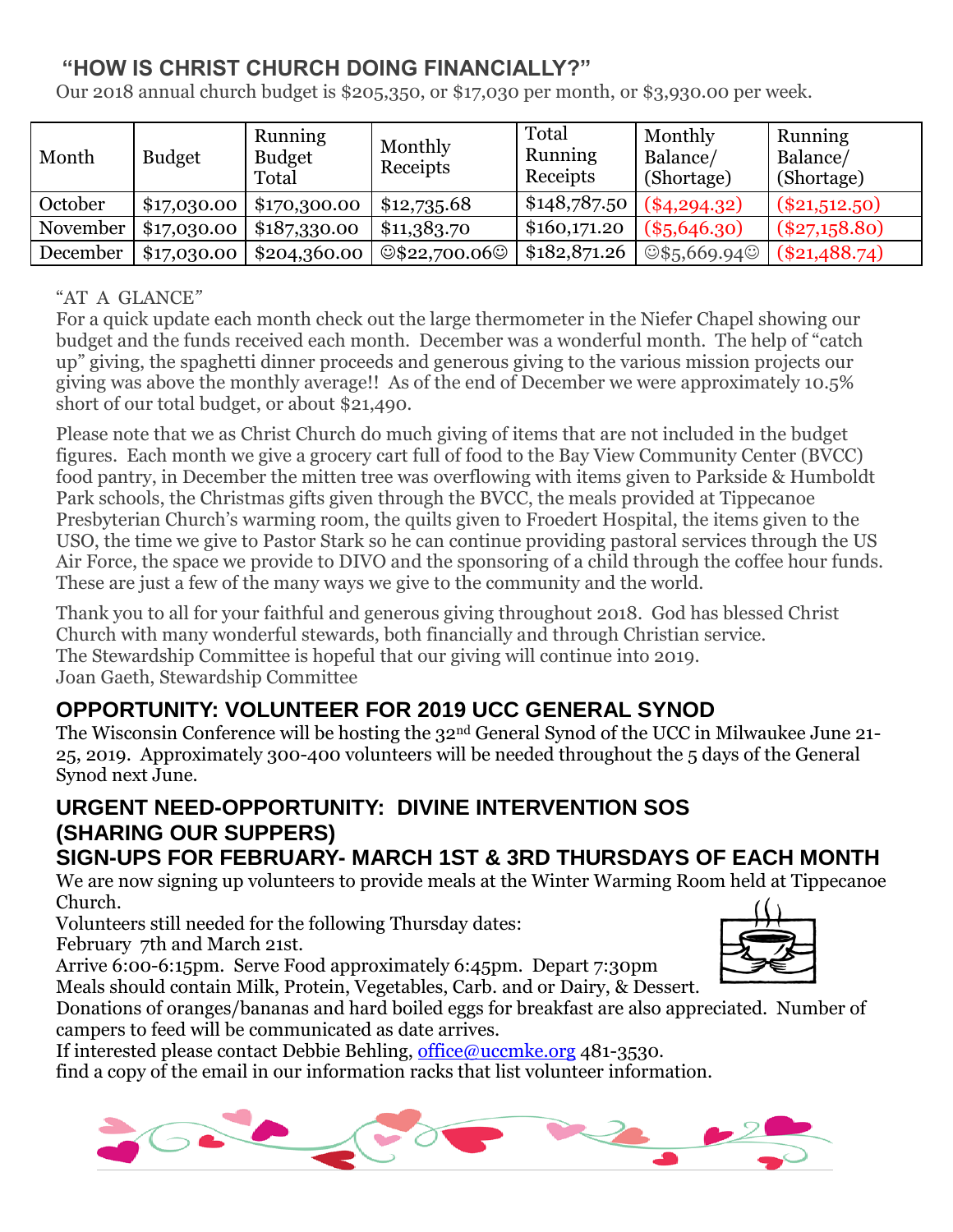## "HOW IS CHRIST CHURCH DOING FINANCIALLY?"

Our 2018 annual church budget is $205,350, or $17,030 per month, or $3,930.00 per week.

| Month | Budget | Running Budget Total | Monthly Receipts | Total Running Receipts | Monthly Balance/ (Shortage) | Running Balance/ (Shortage) |
|---|---|---|---|---|---|---|
| October | $17,030.00 | $170,300.00 | $12,735.68 | $148,787.50 | ($4,294.32) | ($21,512.50) |
| November | $17,030.00 | $187,330.00 | $11,383.70 | $160,171.20 | ($5,646.30) | ($27,158.80) |
| December | $17,030.00 | $204,360.00 | ☺$22,700.06☺ | $182,871.26 | ☺$5,669.94☺ | ($21,488.74) |

"AT A GLANCE"

For a quick update each month check out the large thermometer in the Niefer Chapel showing our budget and the funds received each month. December was a wonderful month. The help of "catch up" giving, the spaghetti dinner proceeds and generous giving to the various mission projects our giving was above the monthly average!! As of the end of December we were approximately 10.5% short of our total budget, or about $21,490.

Please note that we as Christ Church do much giving of items that are not included in the budget figures. Each month we give a grocery cart full of food to the Bay View Community Center (BVCC) food pantry, in December the mitten tree was overflowing with items given to Parkside & Humboldt Park schools, the Christmas gifts given through the BVCC, the meals provided at Tippecanoe Presbyterian Church's warming room, the quilts given to Froedert Hospital, the items given to the USO, the time we give to Pastor Stark so he can continue providing pastoral services through the US Air Force, the space we provide to DIVO and the sponsoring of a child through the coffee hour funds. These are just a few of the many ways we give to the community and the world.

Thank you to all for your faithful and generous giving throughout 2018. God has blessed Christ Church with many wonderful stewards, both financially and through Christian service.
The Stewardship Committee is hopeful that our giving will continue into 2019.
Joan Gaeth, Stewardship Committee

## OPPORTUNITY: VOLUNTEER FOR 2019 UCC GENERAL SYNOD

The Wisconsin Conference will be hosting the 32nd General Synod of the UCC in Milwaukee June 21-25, 2019. Approximately 300-400 volunteers will be needed throughout the 5 days of the General Synod next June.

## URGENT NEED-OPPORTUNITY: DIVINE INTERVENTION SOS (SHARING OUR SUPPERS)
## SIGN-UPS FOR FEBRUARY- MARCH 1ST & 3RD THURSDAYS OF EACH MONTH

We are now signing up volunteers to provide meals at the Winter Warming Room held at Tippecanoe Church.
Volunteers still needed for the following Thursday dates:
February 7th and March 21st.
Arrive 6:00-6:15pm. Serve Food approximately 6:45pm. Depart 7:30pm
Meals should contain Milk, Protein, Vegetables, Carb. and or Dairy, & Dessert.
Donations of oranges/bananas and hard boiled eggs for breakfast are also appreciated. Number of campers to feed will be communicated as date arrives.
If interested please contact Debbie Behling, office@uccmke.org 481-3530.
find a copy of the email in our information racks that list volunteer information.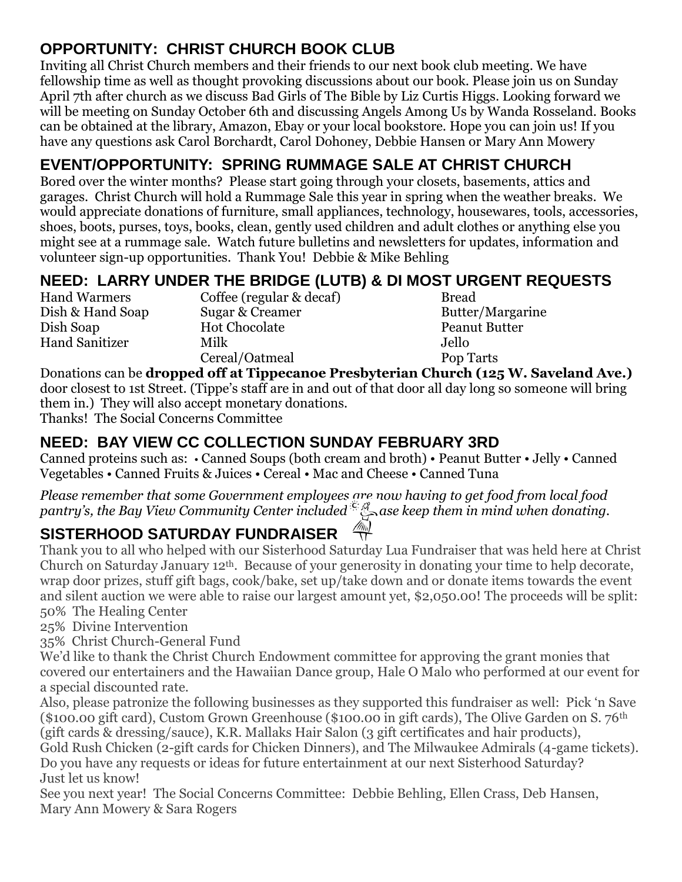## OPPORTUNITY: CHRIST CHURCH BOOK CLUB

Inviting all Christ Church members and their friends to our next book club meeting. We have fellowship time as well as thought provoking discussions about our book. Please join us on Sunday April 7th after church as we discuss Bad Girls of The Bible by Liz Curtis Higgs. Looking forward we will be meeting on Sunday October 6th and discussing Angels Among Us by Wanda Rosseland. Books can be obtained at the library, Amazon, Ebay or your local bookstore. Hope you can join us! If you have any questions ask Carol Borchardt, Carol Dohoney, Debbie Hansen or Mary Ann Mowery

## EVENT/OPPORTUNITY: SPRING RUMMAGE SALE AT CHRIST CHURCH

Bored over the winter months? Please start going through your closets, basements, attics and garages. Christ Church will hold a Rummage Sale this year in spring when the weather breaks. We would appreciate donations of furniture, small appliances, technology, housewares, tools, accessories, shoes, boots, purses, toys, books, clean, gently used children and adult clothes or anything else you might see at a rummage sale. Watch future bulletins and newsletters for updates, information and volunteer sign-up opportunities. Thank You! Debbie & Mike Behling

## NEED: LARRY UNDER THE BRIDGE (LUTB) & DI MOST URGENT REQUESTS

| | | |
|---|---|---|
| Hand Warmers | Coffee (regular & decaf) | Bread |
| Dish & Hand Soap | Sugar & Creamer | Butter/Margarine |
| Dish Soap | Hot Chocolate | Peanut Butter |
| Hand Sanitizer | Milk | Jello |
| | Cereal/Oatmeal | Pop Tarts |

Donations can be **dropped off at Tippecanoe Presbyterian Church (125 W. Saveland Ave.)** door closest to 1st Street. (Tippe's staff are in and out of that door all day long so someone will bring them in.) They will also accept monetary donations.
Thanks! The Social Concerns Committee

## NEED: BAY VIEW CC COLLECTION SUNDAY FEBRUARY 3RD

Canned proteins such as: • Canned Soups (both cream and broth) • Peanut Butter • Jelly • Canned Vegetables • Canned Fruits & Juices • Cereal • Mac and Cheese • Canned Tuna

*Please remember that some Government employees are now having to get food from local food pantry's, the Bay View Community Center included. Please keep them in mind when donating.*

## SISTERHOOD SATURDAY FUNDRAISER

Thank you to all who helped with our Sisterhood Saturday Lua Fundraiser that was held here at Christ Church on Saturday January 12th. Because of your generosity in donating your time to help decorate, wrap door prizes, stuff gift bags, cook/bake, set up/take down and or donate items towards the event and silent auction we were able to raise our largest amount yet, $2,050.00! The proceeds will be split:

50% The Healing Center
25% Divine Intervention
35% Christ Church-General Fund

We'd like to thank the Christ Church Endowment committee for approving the grant monies that covered our entertainers and the Hawaiian Dance group, Hale O Malo who performed at our event for a special discounted rate.

Also, please patronize the following businesses as they supported this fundraiser as well: Pick 'n Save ($100.00 gift card), Custom Grown Greenhouse ($100.00 in gift cards), The Olive Garden on S. 76th (gift cards & dressing/sauce), K.R. Mallaks Hair Salon (3 gift certificates and hair products), Gold Rush Chicken (2-gift cards for Chicken Dinners), and The Milwaukee Admirals (4-game tickets).
Do you have any requests or ideas for future entertainment at our next Sisterhood Saturday? Just let us know!

See you next year! The Social Concerns Committee: Debbie Behling, Ellen Crass, Deb Hansen, Mary Ann Mowery & Sara Rogers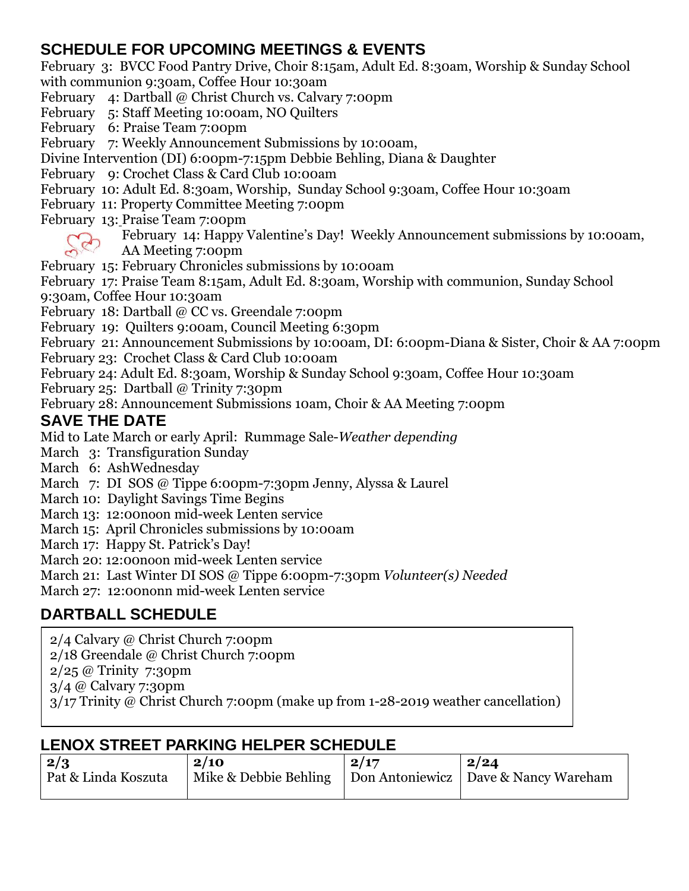## SCHEDULE FOR UPCOMING MEETINGS & EVENTS

February 3: BVCC Food Pantry Drive, Choir 8:15am, Adult Ed. 8:30am, Worship & Sunday School with communion 9:30am, Coffee Hour 10:30am
February 4: Dartball @ Christ Church vs. Calvary 7:00pm
February 5: Staff Meeting 10:00am, NO Quilters
February 6: Praise Team 7:00pm
February 7: Weekly Announcement Submissions by 10:00am,
Divine Intervention (DI) 6:00pm-7:15pm Debbie Behling, Diana & Daughter
February 9: Crochet Class & Card Club 10:00am
February 10: Adult Ed. 8:30am, Worship, Sunday School 9:30am, Coffee Hour 10:30am
February 11: Property Committee Meeting 7:00pm
February 13: Praise Team 7:00pm
February 14: Happy Valentine's Day! Weekly Announcement submissions by 10:00am, AA Meeting 7:00pm
February 15: February Chronicles submissions by 10:00am
February 17: Praise Team 8:15am, Adult Ed. 8:30am, Worship with communion, Sunday School 9:30am, Coffee Hour 10:30am
February 18: Dartball @ CC vs. Greendale 7:00pm
February 19: Quilters 9:00am, Council Meeting 6:30pm
February 21: Announcement Submissions by 10:00am, DI: 6:00pm-Diana & Sister, Choir & AA 7:00pm
February 23: Crochet Class & Card Club 10:00am
February 24: Adult Ed. 8:30am, Worship & Sunday School 9:30am, Coffee Hour 10:30am
February 25: Dartball @ Trinity 7:30pm
February 28: Announcement Submissions 10am, Choir & AA Meeting 7:00pm

## SAVE THE DATE

Mid to Late March or early April: Rummage Sale-*Weather depending*
March 3: Transfiguration Sunday
March 6: AshWednesday
March 7: DI SOS @ Tippe 6:00pm-7:30pm Jenny, Alyssa & Laurel
March 10: Daylight Savings Time Begins
March 13: 12:00noon mid-week Lenten service
March 15: April Chronicles submissions by 10:00am
March 17: Happy St. Patrick's Day!
March 20: 12:00noon mid-week Lenten service
March 21: Last Winter DI SOS @ Tippe 6:00pm-7:30pm *Volunteer(s) Needed*
March 27: 12:00nonn mid-week Lenten service

## DARTBALL SCHEDULE

2/4 Calvary @ Christ Church 7:00pm
2/18 Greendale @ Christ Church 7:00pm
2/25 @ Trinity 7:30pm
3/4 @ Calvary 7:30pm
3/17 Trinity @ Christ Church 7:00pm (make up from 1-28-2019 weather cancellation)

## LENOX STREET PARKING HELPER SCHEDULE

| **2/3** | **2/10** | **2/17** | **2/24** |
|---|---|---|---|
| Pat & Linda Koszuta | Mike & Debbie Behling | Don Antoniewicz | Dave & Nancy Wareham |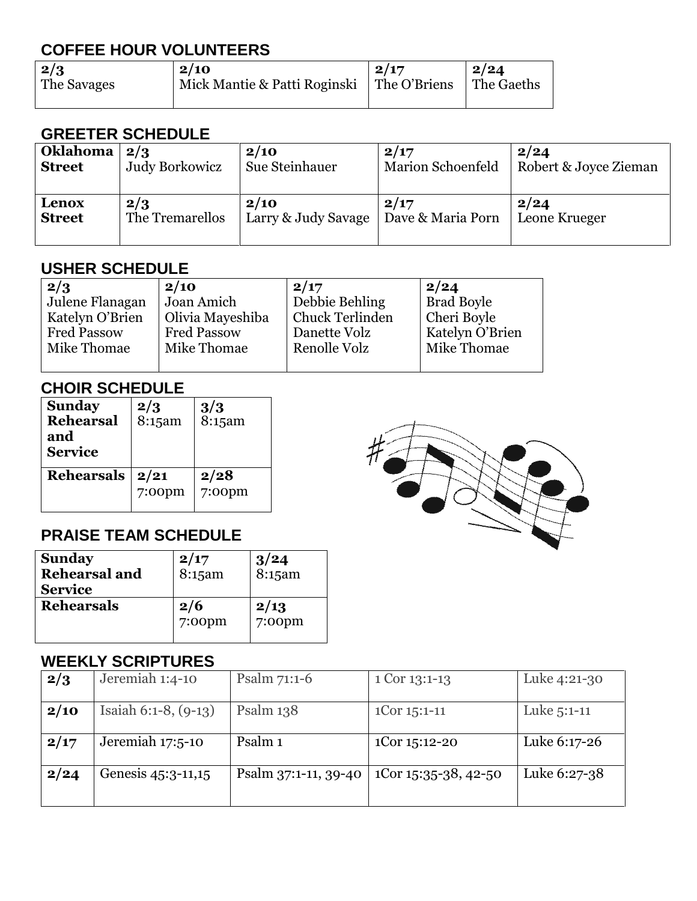## COFFEE HOUR VOLUNTEERS

| 2/3 | 2/10 | 2/17 | 2/24 |
|---|---|---|---|
| The Savages | Mick Mantie & Patti Roginski | The O'Briens | The Gaeths |

## GREETER SCHEDULE

| | 2/3 | 2/10 | 2/17 | 2/24 |
|---|---|---|---|---|
| **Oklahoma Street** | Judy Borkowicz | Sue Steinhauer | Marion Schoenfeld | Robert & Joyce Zieman |
| **Lenox Street** | The Tremarellos | Larry & Judy Savage | Dave & Maria Porn | Leone Krueger |

## USHER SCHEDULE

| 2/3 | 2/10 | 2/17 | 2/24 |
|---|---|---|---|
| Julene Flanagan | Joan Amich | Debbie Behling | Brad Boyle |
| Katelyn O'Brien | Olivia Mayeshiba | Chuck Terlinden | Cheri Boyle |
| Fred Passow | Fred Passow | Danette Volz | Katelyn O'Brien |
| Mike Thomae | Mike Thomae | Renolle Volz | Mike Thomae |

## CHOIR SCHEDULE

| | | |
|---|---|---|
| **Sunday Rehearsal and Service** | **2/3** 8:15am | **3/3** 8:15am |
| **Rehearsals** | **2/21** 7:00pm | **2/28** 7:00pm |

## PRAISE TEAM SCHEDULE

| | | |
|---|---|---|
| **Sunday Rehearsal and Service** | **2/17** 8:15am | **3/24** 8:15am |
| **Rehearsals** | **2/6** 7:00pm | **2/13** 7:00pm |

## WEEKLY SCRIPTURES

| | | | | |
|---|---|---|---|---|
| **2/3** | Jeremiah 1:4-10 | Psalm 71:1-6 | 1 Cor 13:1-13 | Luke 4:21-30 |
| **2/10** | Isaiah 6:1-8, (9-13) | Psalm 138 | 1Cor 15:1-11 | Luke 5:1-11 |
| **2/17** | Jeremiah 17:5-10 | Psalm 1 | 1Cor 15:12-20 | Luke 6:17-26 |
| **2/24** | Genesis 45:3-11,15 | Psalm 37:1-11, 39-40 | 1Cor 15:35-38, 42-50 | Luke 6:27-38 |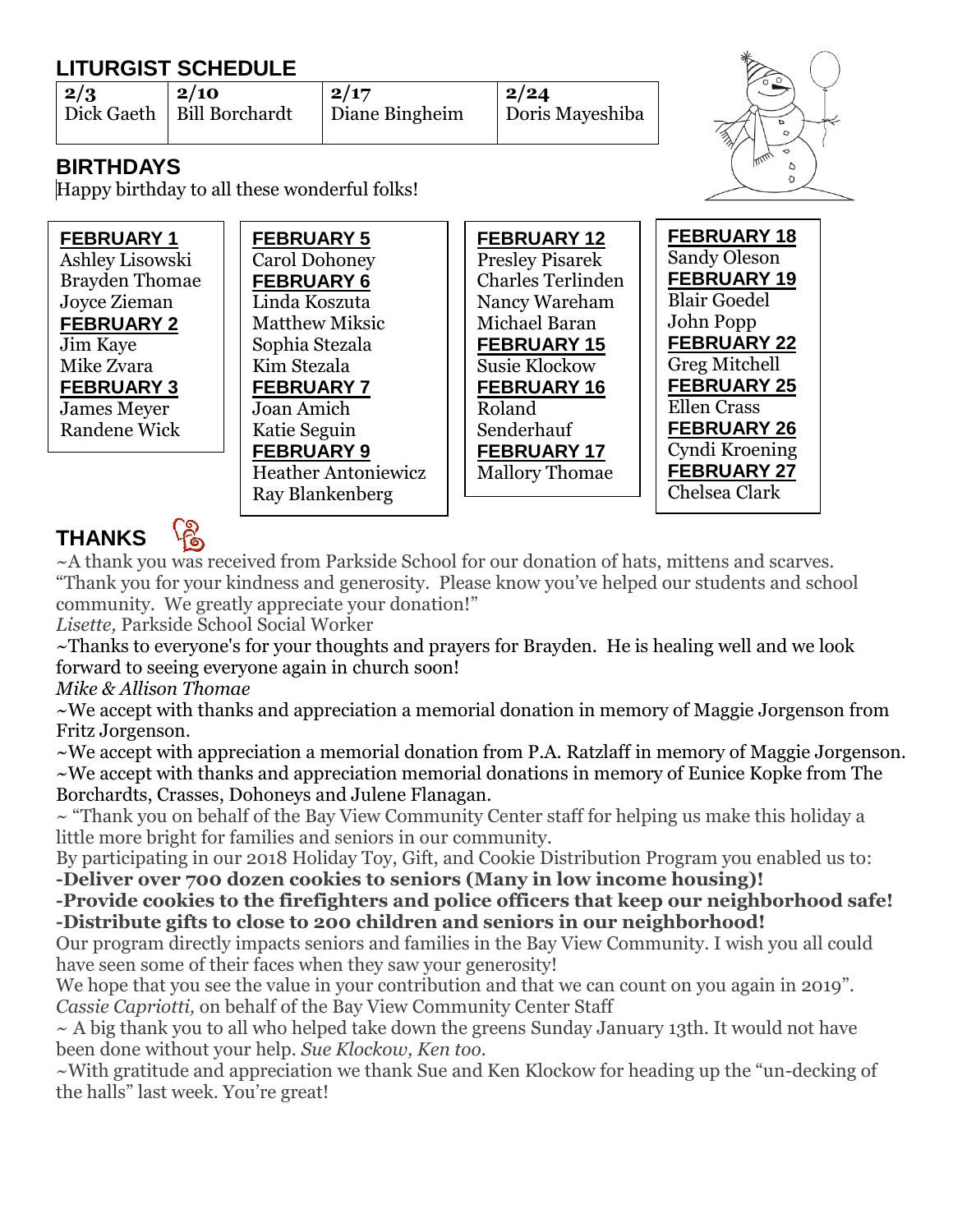## LITURGIST SCHEDULE

| 2/3 | 2/10 | 2/17 | 2/24 |
|---|---|---|---|
| Dick Gaeth | Bill Borchardt | Diane Bingheim | Doris Mayeshiba |

## BIRTHDAYS

Happy birthday to all these wonderful folks!

**FEBRUARY 1**
Ashley Lisowski
Brayden Thomae
Joyce Zieman

**FEBRUARY 2**
Jim Kaye
Mike Zvara

**FEBRUARY 3**
James Meyer
Randene Wick

**FEBRUARY 5**
Carol Dohoney

**FEBRUARY 6**
Linda Koszuta
Matthew Miksic
Sophia Stezala
Kim Stezala

**FEBRUARY 7**
Joan Amich
Katie Seguin

**FEBRUARY 9**
Heather Antoniewicz
Ray Blankenberg

**FEBRUARY 12**
Presley Pisarek
Charles Terlinden
Nancy Wareham
Michael Baran

**FEBRUARY 15**
Susie Klockow

**FEBRUARY 16**
Roland Senderhauf

**FEBRUARY 17**
Mallory Thomae

**FEBRUARY 18**
Sandy Oleson

**FEBRUARY 19**
Blair Goedel
John Popp

**FEBRUARY 22**
Greg Mitchell

**FEBRUARY 25**
Ellen Crass

**FEBRUARY 26**
Cyndi Kroening

**FEBRUARY 27**
Chelsea Clark

## THANKS

~A thank you was received from Parkside School for our donation of hats, mittens and scarves. "Thank you for your kindness and generosity. Please know you've helped our students and school community. We greatly appreciate your donation!"
*Lisette,* Parkside School Social Worker

~Thanks to everyone's for your thoughts and prayers for Brayden. He is healing well and we look forward to seeing everyone again in church soon!
*Mike & Allison Thomae*

~We accept with thanks and appreciation a memorial donation in memory of Maggie Jorgenson from Fritz Jorgenson.

~We accept with appreciation a memorial donation from P.A. Ratzlaff in memory of Maggie Jorgenson.

~We accept with thanks and appreciation memorial donations in memory of Eunice Kopke from The Borchardts, Crasses, Dohoneys and Julene Flanagan.

~ "Thank you on behalf of the Bay View Community Center staff for helping us make this holiday a little more bright for families and seniors in our community.
By participating in our 2018 Holiday Toy, Gift, and Cookie Distribution Program you enabled us to:
**-Deliver over 700 dozen cookies to seniors (Many in low income housing)!**
**-Provide cookies to the firefighters and police officers that keep our neighborhood safe!**
**-Distribute gifts to close to 200 children and seniors in our neighborhood!**
Our program directly impacts seniors and families in the Bay View Community. I wish you all could have seen some of their faces when they saw your generosity!
We hope that you see the value in your contribution and that we can count on you again in 2019".
*Cassie Capriotti,* on behalf of the Bay View Community Center Staff

~ A big thank you to all who helped take down the greens Sunday January 13th. It would not have been done without your help. *Sue Klockow, Ken too.*

~With gratitude and appreciation we thank Sue and Ken Klockow for heading up the "un-decking of the halls" last week. You're great!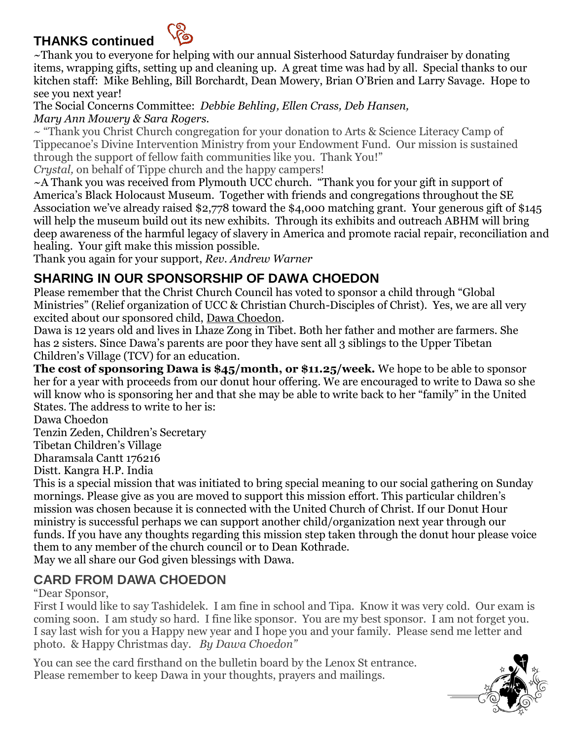## THANKS continued

~Thank you to everyone for helping with our annual Sisterhood Saturday fundraiser by donating items, wrapping gifts, setting up and cleaning up. A great time was had by all. Special thanks to our kitchen staff: Mike Behling, Bill Borchardt, Dean Mowery, Brian O'Brien and Larry Savage. Hope to see you next year!

The Social Concerns Committee: *Debbie Behling, Ellen Crass, Deb Hansen, Mary Ann Mowery & Sara Rogers.*

~ "Thank you Christ Church congregation for your donation to Arts & Science Literacy Camp of Tippecanoe's Divine Intervention Ministry from your Endowment Fund. Our mission is sustained through the support of fellow faith communities like you. Thank You!"

*Crystal,* on behalf of Tippe church and the happy campers!

~A Thank you was received from Plymouth UCC church. "Thank you for your gift in support of America's Black Holocaust Museum. Together with friends and congregations throughout the SE Association we've already raised $2,778 toward the $4,000 matching grant. Your generous gift of $145 will help the museum build out its new exhibits. Through its exhibits and outreach ABHM will bring deep awareness of the harmful legacy of slavery in America and promote racial repair, reconciliation and healing. Your gift make this mission possible.

Thank you again for your support, *Rev. Andrew Warner*

## SHARING IN OUR SPONSORSHIP OF DAWA CHOEDON

Please remember that the Christ Church Council has voted to sponsor a child through "Global Ministries" (Relief organization of UCC & Christian Church-Disciples of Christ). Yes, we are all very excited about our sponsored child, Dawa Choedon.

Dawa is 12 years old and lives in Lhaze Zong in Tibet. Both her father and mother are farmers. She has 2 sisters. Since Dawa's parents are poor they have sent all 3 siblings to the Upper Tibetan Children's Village (TCV) for an education.

**The cost of sponsoring Dawa is $45/month, or $11.25/week.** We hope to be able to sponsor her for a year with proceeds from our donut hour offering. We are encouraged to write to Dawa so she will know who is sponsoring her and that she may be able to write back to her "family" in the United States. The address to write to her is:

Dawa Choedon
Tenzin Zeden, Children's Secretary
Tibetan Children's Village
Dharamsala Cantt 176216
Distt. Kangra H.P. India

This is a special mission that was initiated to bring special meaning to our social gathering on Sunday mornings. Please give as you are moved to support this mission effort. This particular children's mission was chosen because it is connected with the United Church of Christ. If our Donut Hour ministry is successful perhaps we can support another child/organization next year through our funds. If you have any thoughts regarding this mission step taken through the donut hour please voice them to any member of the church council or to Dean Kothrade.

May we all share our God given blessings with Dawa.

## CARD FROM DAWA CHOEDON

"Dear Sponsor,

First I would like to say Tashidelek. I am fine in school and Tipa. Know it was very cold. Our exam is coming soon. I am study so hard. I fine like sponsor. You are my best sponsor. I am not forget you. I say last wish for you a Happy new year and I hope you and your family. Please send me letter and photo. & Happy Christmas day. *By Dawa Choedon"*

You can see the card firsthand on the bulletin board by the Lenox St entrance. Please remember to keep Dawa in your thoughts, prayers and mailings.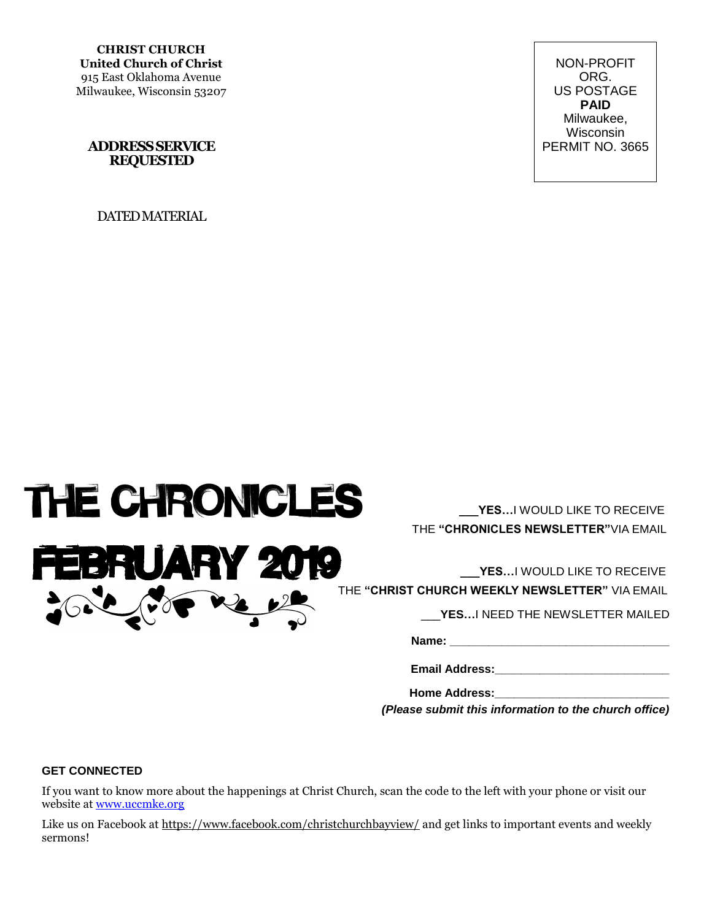**CHRIST CHURCH**
**United Church of Christ**
915 East Oklahoma Avenue
Milwaukee, Wisconsin 53207

**ADDRESS SERVICE REQUESTED**

DATED MATERIAL

NON-PROFIT ORG.
US POSTAGE
**PAID**
Milwaukee, Wisconsin
PERMIT NO. 3665

# THE CHRONICLES

# FEBRUARY 2019

___**YES…**I WOULD LIKE TO RECEIVE THE **"CHRONICLES NEWSLETTER"** VIA EMAIL

___**YES…**I WOULD LIKE TO RECEIVE THE **"CHRIST CHURCH WEEKLY NEWSLETTER"** VIA EMAIL

___**YES…**I NEED THE NEWSLETTER MAILED

**Name:** ________________________________

**Email Address:**__________________________

**Home Address:**__________________________

***(Please submit this information to the church office)***

**GET CONNECTED**

If you want to know more about the happenings at Christ Church, scan the code to the left with your phone or visit our website at www.uccmke.org

Like us on Facebook at https://www.facebook.com/christchurchbayview/ and get links to important events and weekly sermons!